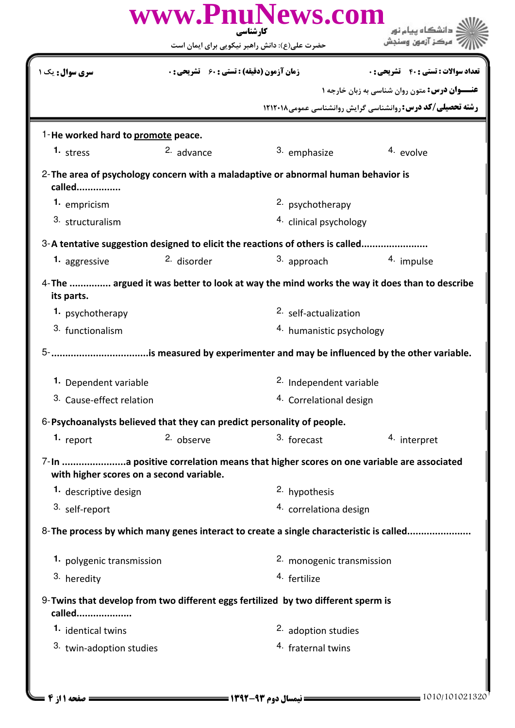کارشناسی

حضرت علی(ع): دانش راهبر نیکویی برای ایمان است

دانشگاه پیام نور
مرکز آزمون وسنجش

| **تعداد سوالات : تستی : ۴۰ تشریحی : ۰** | **زمان آزمون (دقیقه) : تستی : ۶۰ تشریحی : ۰** | **سری سوال : یک ۱** |
|---|---|---|

**عنـــوان درس:** متون روان شناسی به زبان خارجه ۱

**رشته تحصیلی/کد درس:** روانشناسی گرایش روانشناسی عمومی۱۲۱۲۰۱۸

1-**He worked hard to <u>promote</u> peace.**

1. stress
2. advance
3. emphasize
4. evolve

2-**The area of psychology concern with a maladaptive or abnormal human behavior is called................**

1. empricism
2. psychotherapy
3. structuralism
4. clinical psychology

3-**A tentative suggestion designed to elicit the reactions of others is called........................**

1. aggressive
2. disorder
3. approach
4. impulse

4-**The ............... argued it was better to look at way the mind works the way it does than to describe its parts.**

1. psychotherapy
2. self-actualization
3. functionalism
4. humanistic psychology

5-**..................................is measured by experimenter and may be influenced by the other variable.**

1. Dependent variable
2. Independent variable
3. Cause-effect relation
4. Correlational design

6-**Psychoanalysts believed that they can predict personality of people.**

1. report
2. observe
3. forecast
4. interpret

7-**In .......................a positive correlation means that higher scores on one variable are associated with higher scores on a second variable.**

1. descriptive design
2. hypothesis
3. self-report
4. correlationa design

8-**The process by which many genes interact to create a single characteristic is called......................**

1. polygenic transmission
2. monogenic transmission
3. heredity
4. fertilize

9-**Twins that develop from two different eggs fertilized by two different sperm is called....................**

1. identical twins
2. adoption studies
3. twin-adoption studies
4. fraternal twins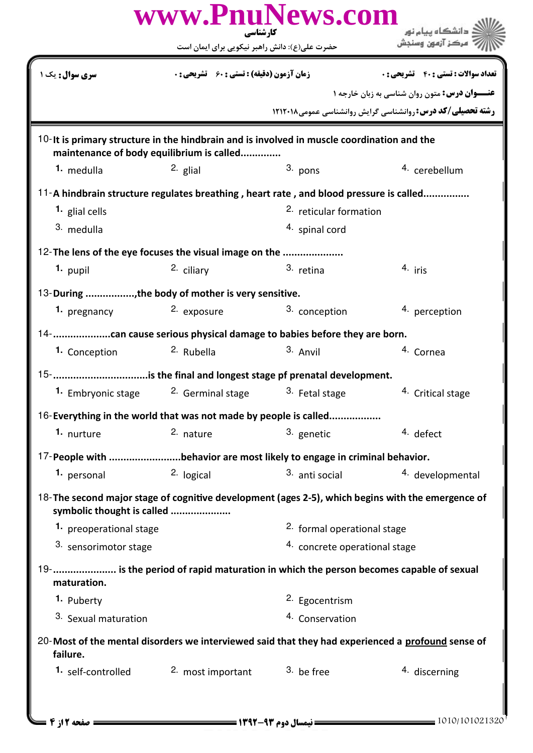| سری سوال: یک ۱ | زمان آزمون (دقیقه) : تستی : ۶۰ تشریحی : ۰ | تعداد سوالات : تستی : ۴۰ تشریحی : ۰ |
|---|---|---|

**عنـــوان درس:** متون روان شناسی به زبان خارجه ۱

**رشته تحصیلی/کد درس:** روانشناسی گرایش روانشناسی عمومی۱۲۱۲۰۱۸

10- **It is primary structure in the hindbrain and is involved in muscle coordination and the maintenance of body equilibrium is called.............**

1. medulla
2. glial
3. pons
4. cerebellum

11- **A hindbrain structure regulates breathing , heart rate , and blood pressure is called...............**

1. glial cells
2. reticular formation
3. medulla
4. spinal cord

12- **The lens of the eye focuses the visual image on the ....................**

1. pupil
2. ciliary
3. retina
4. iris

13- **During ................,the body of mother is very sensitive.**

1. pregnancy
2. exposure
3. conception
4. perception

14- **...................can cause serious physical damage to babies before they are born.**

1. Conception
2. Rubella
3. Anvil
4. Cornea

15- **................................is the final and longest stage pf prenatal development.**

1. Embryonic stage
2. Germinal stage
3. Fetal stage
4. Critical stage

16- **Everything in the world that was not made by people is called.................**

1. nurture
2. nature
3. genetic
4. defect

17- **People with ........................behavior are most likely to engage in criminal behavior.**

1. personal
2. logical
3. anti social
4. developmental

18- **The second major stage of cognitive development (ages 2-5), which begins with the emergence of symbolic thought is called ....................**

1. preoperational stage
2. formal operational stage
3. sensorimotor stage
4. concrete operational stage

19- **..................... is the period of rapid maturation in which the person becomes capable of sexual maturation.**

1. Puberty
2. Egocentrism
3. Sexual maturation
4. Conservation

20- **Most of the mental disorders we interviewed said that they had experienced a <u>profound</u> sense of failure.**

1. self-controlled
2. most important
3. be free
4. discerning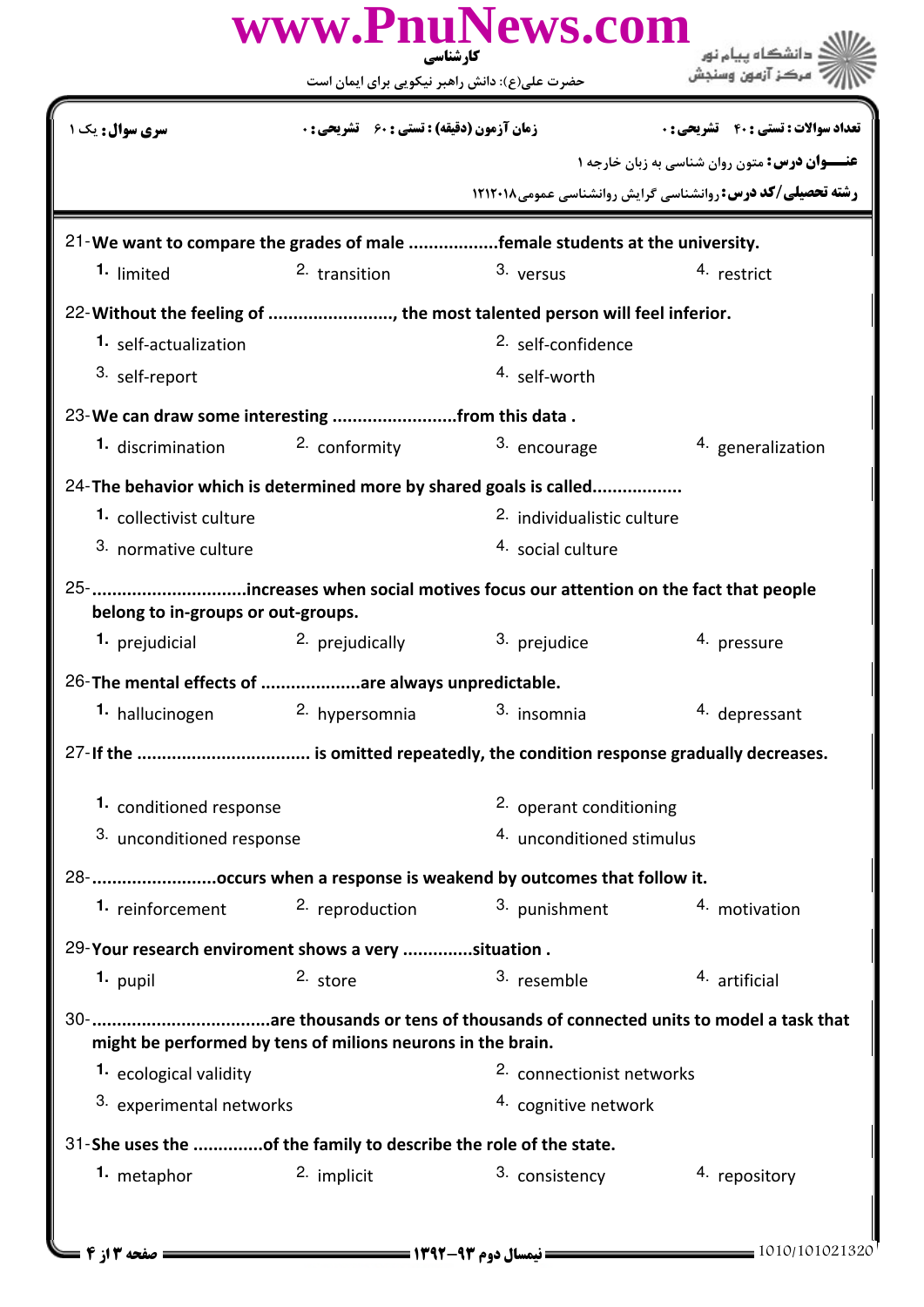**سری سوال:** یک ۱ | **زمان آزمون (دقیقه) : تستی :** ۶۰ **تشریحی :** ۰ | **تعداد سوالات : تستی :** ۴۰ **تشریحی :** ۰

**عنـــوان درس:** متون روان شناسی به زبان خارجه ۱

**رشته تحصیلی/کد درس:** روانشناسی گرایش روانشناسی عمومی۱۲۱۲۰۱۸

21-We want to compare the grades of male ..................female students at the university.

1. limited
2. transition
3. versus
4. restrict

22-Without the feeling of ........................, the most talented person will feel inferior.

1. self-actualization
2. self-confidence
3. self-report
4. self-worth

23-We can draw some interesting ........................from this data .

1. discrimination
2. conformity
3. encourage
4. generalization

24-The behavior which is determined more by shared goals is called.................

1. collectivist culture
2. individualistic culture
3. normative culture
4. social culture

25-..............................increases when social motives focus our attention on the fact that people belong to in-groups or out-groups.

1. prejudicial
2. prejudically
3. prejudice
4. pressure

26-The mental effects of ...................are always unpredictable.

1. hallucinogen
2. hypersomnia
3. insomnia
4. depressant

27-If the .................................. is omitted repeatedly, the condition response gradually decreases.

1. conditioned response
2. operant conditioning
3. unconditioned response
4. unconditioned stimulus

28-........................occurs when a response is weakend by outcomes that follow it.

1. reinforcement
2. reproduction
3. punishment
4. motivation

29-Your research enviroment shows a very .............situation .

1. pupil
2. store
3. resemble
4. artificial

30-...................................are thousands or tens of thousands of connected units to model a task that might be performed by tens of milions neurons in the brain.

1. ecological validity
2. connectionist networks
3. experimental networks
4. cognitive network

31-She uses the .............of the family to describe the role of the state.

1. metaphor
2. implicit
3. consistency
4. repository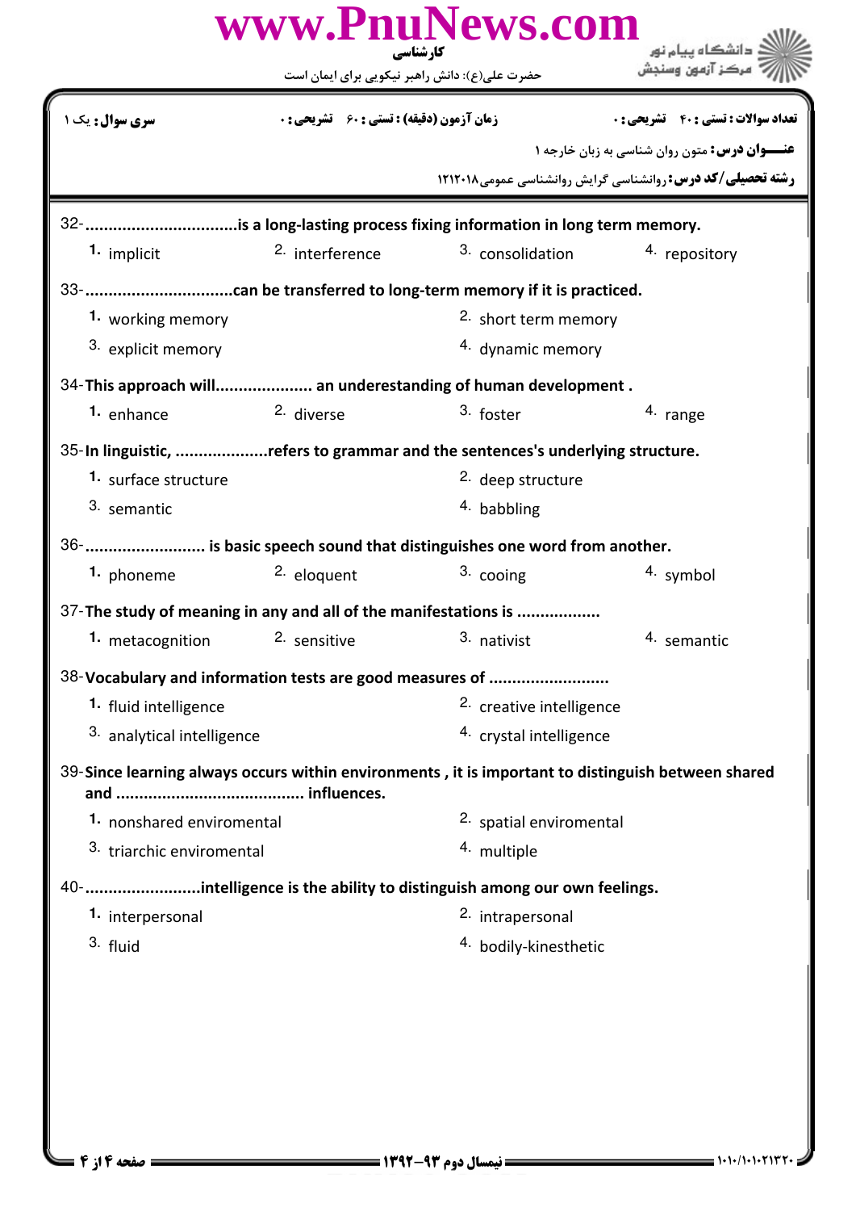**سری سوال:** یک ۱

**زمان آزمون (دقیقه) : تستی : ۶۰ تشریحی : ۰**

**تعداد سوالات : تستی : ۴۰ تشریحی : ۰**

**عنـــوان درس:** متون روان شناسی به زبان خارجه ۱

**رشته تحصیلی/کد درس:** روانشناسی گرایش روانشناسی عمومی۱۲۱۲۰۱۸

32-................................is a long-lasting process fixing information in long term memory.

1. implicit
2. interference
3. consolidation
4. repository

33-...............................can be transferred to long-term memory if it is practiced.

1. working memory
2. short term memory
3. explicit memory
4. dynamic memory

34-This approach will.................... an underestanding of human development .

1. enhance
2. diverse
3. foster
4. range

35-In linguistic, ....................refers to grammar and the sentences's underlying structure.

1. surface structure
2. deep structure
3. semantic
4. babbling

36-......................... is basic speech sound that distinguishes one word from another.

1. phoneme
2. eloquent
3. cooing
4. symbol

37-The study of meaning in any and all of the manifestations is .................

1. metacognition
2. sensitive
3. nativist
4. semantic

38-Vocabulary and information tests are good measures of .........................

1. fluid intelligence
2. creative intelligence
3. analytical intelligence
4. crystal intelligence

39-Since learning always occurs within environments , it is important to distinguish between shared and ........................................ influences.

1. nonshared enviromental
2. spatial enviromental
3. triarchic enviromental
4. multiple

40-........................intelligence is the ability to distinguish among our own feelings.

1. interpersonal
2. intrapersonal
3. fluid
4. bodily-kinesthetic